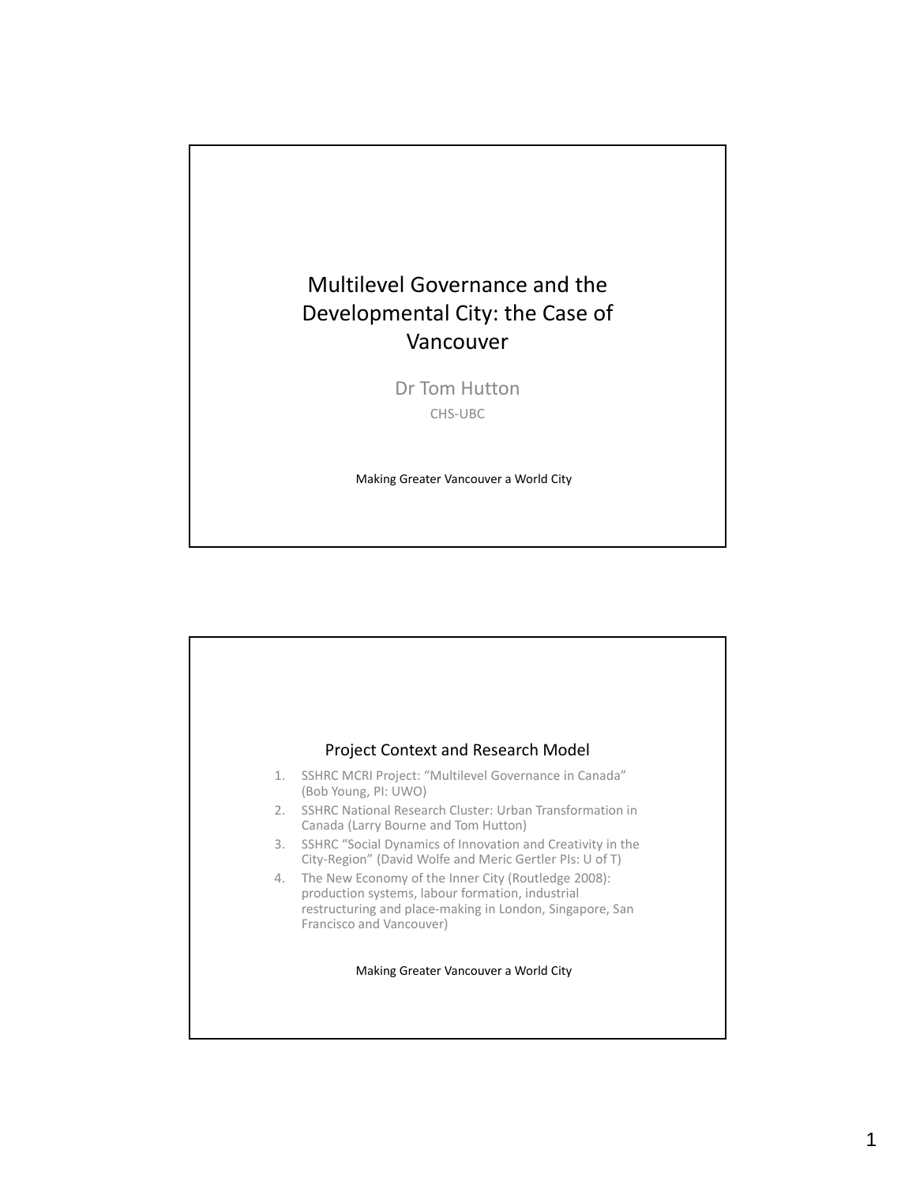# Multilevel Governance and the Developmental City: the Case of Vancouver

Dr Tom Hutton

CHS-UBC

Making Greater Vancouver a World City

## Project Context and Research Model

1. SSHRC MCRI Project: "Multilevel Governance in Canada" (Bob Young, PI: UWO)
2. SSHRC National Research Cluster: Urban Transformation in Canada (Larry Bourne and Tom Hutton)
3. SSHRC "Social Dynamics of Innovation and Creativity in the City-Region" (David Wolfe and Meric Gertler PIs: U of T)
4. The New Economy of the Inner City (Routledge 2008): production systems, labour formation, industrial restructuring and place-making in London, Singapore, San Francisco and Vancouver)

Making Greater Vancouver a World City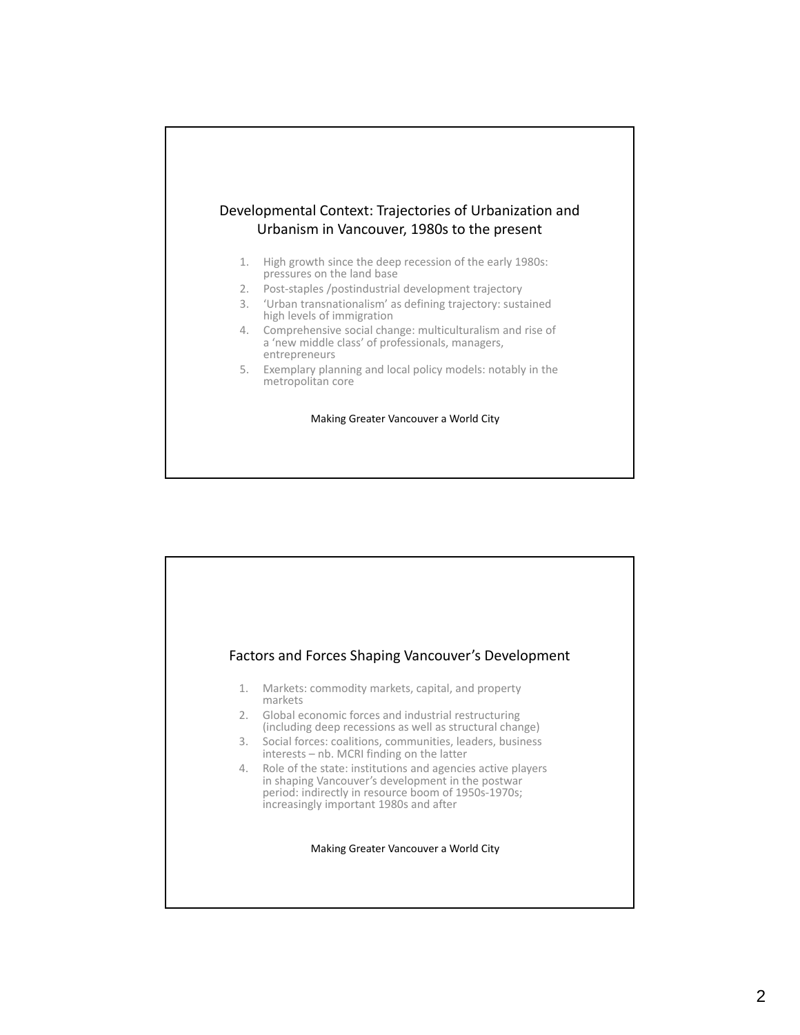## Developmental Context: Trajectories of Urbanization and Urbanism in Vancouver, 1980s to the present

1. High growth since the deep recession of the early 1980s: pressures on the land base
2. Post-staples /postindustrial development trajectory
3. 'Urban transnationalism' as defining trajectory: sustained high levels of immigration
4. Comprehensive social change: multiculturalism and rise of a 'new middle class' of professionals, managers, entrepreneurs
5. Exemplary planning and local policy models: notably in the metropolitan core

Making Greater Vancouver a World City

## Factors and Forces Shaping Vancouver's Development

1. Markets: commodity markets, capital, and property markets
2. Global economic forces and industrial restructuring (including deep recessions as well as structural change)
3. Social forces: coalitions, communities, leaders, business interests – nb. MCRI finding on the latter
4. Role of the state: institutions and agencies active players in shaping Vancouver's development in the postwar period: indirectly in resource boom of 1950s-1970s; increasingly important 1980s and after

Making Greater Vancouver a World City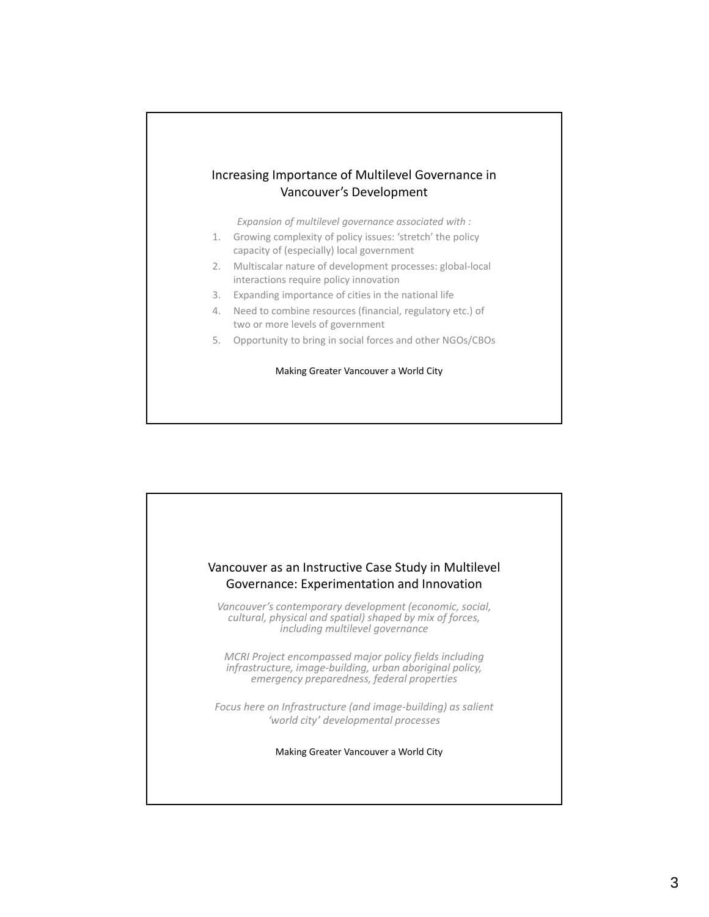## Increasing Importance of Multilevel Governance in Vancouver's Development

*Expansion of multilevel governance associated with :*

1. Growing complexity of policy issues: 'stretch' the policy capacity of (especially) local government
2. Multiscalar nature of development processes: global-local interactions require policy innovation
3. Expanding importance of cities in the national life
4. Need to combine resources (financial, regulatory etc.) of two or more levels of government
5. Opportunity to bring in social forces and other NGOs/CBOs

Making Greater Vancouver a World City

## Vancouver as an Instructive Case Study in Multilevel Governance: Experimentation and Innovation

*Vancouver's contemporary development (economic, social, cultural, physical and spatial) shaped by mix of forces, including multilevel governance*

*MCRI Project encompassed major policy fields including infrastructure, image-building, urban aboriginal policy, emergency preparedness, federal properties*

*Focus here on Infrastructure (and image-building) as salient 'world city' developmental processes*

Making Greater Vancouver a World City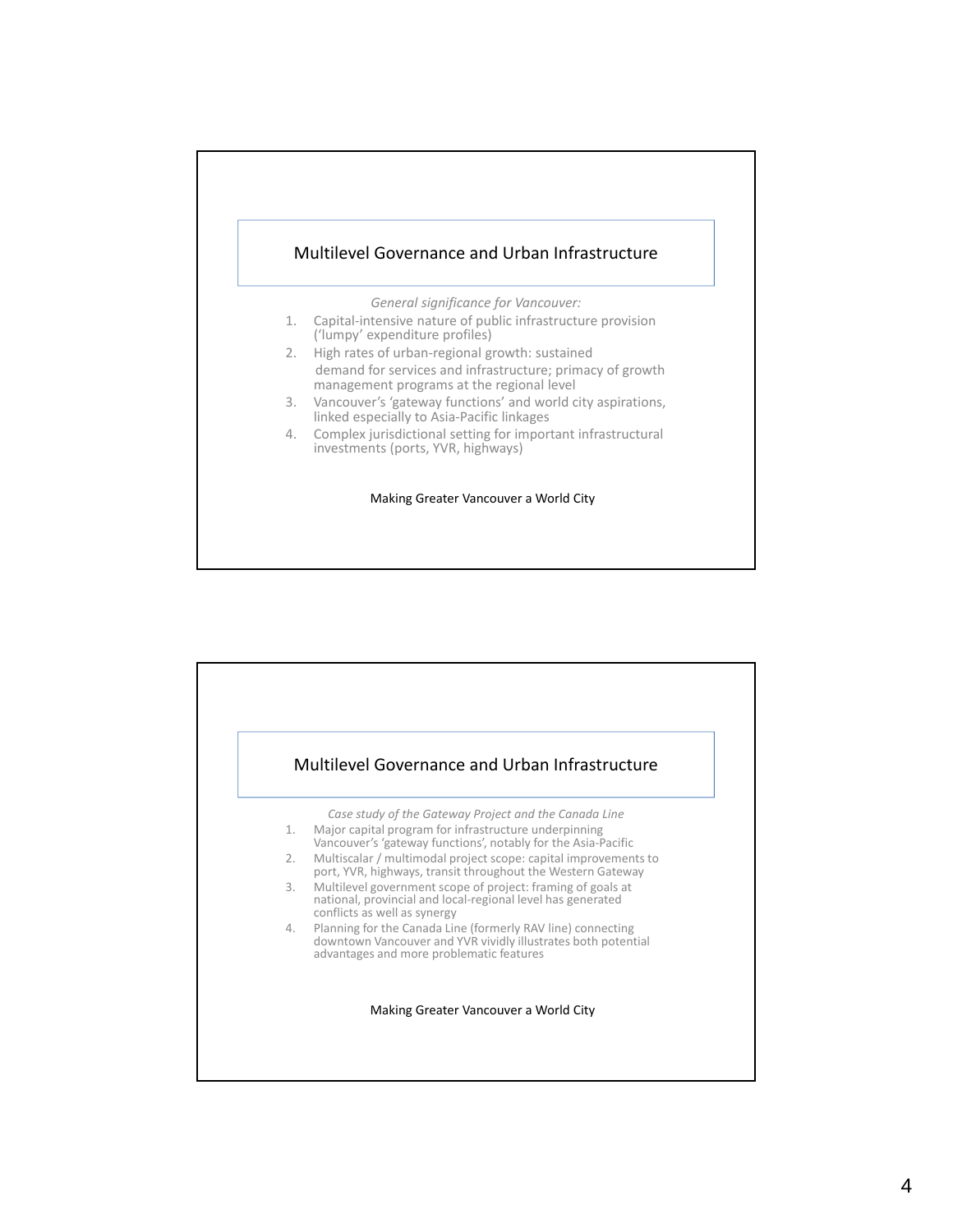## Multilevel Governance and Urban Infrastructure

*General significance for Vancouver:*

1. Capital-intensive nature of public infrastructure provision (‘lumpy’ expenditure profiles)
2. High rates of urban-regional growth: sustained demand for services and infrastructure; primacy of growth management programs at the regional level
3. Vancouver’s ‘gateway functions’ and world city aspirations, linked especially to Asia-Pacific linkages
4. Complex jurisdictional setting for important infrastructural investments (ports, YVR, highways)

Making Greater Vancouver a World City

## Multilevel Governance and Urban Infrastructure

*Case study of the Gateway Project and the Canada Line*

1. Major capital program for infrastructure underpinning Vancouver’s ‘gateway functions’, notably for the Asia-Pacific
2. Multiscalar / multimodal project scope: capital improvements to port, YVR, highways, transit throughout the Western Gateway
3. Multilevel government scope of project: framing of goals at national, provincial and local-regional level has generated conflicts as well as synergy
4. Planning for the Canada Line (formerly RAV line) connecting downtown Vancouver and YVR vividly illustrates both potential advantages and more problematic features

Making Greater Vancouver a World City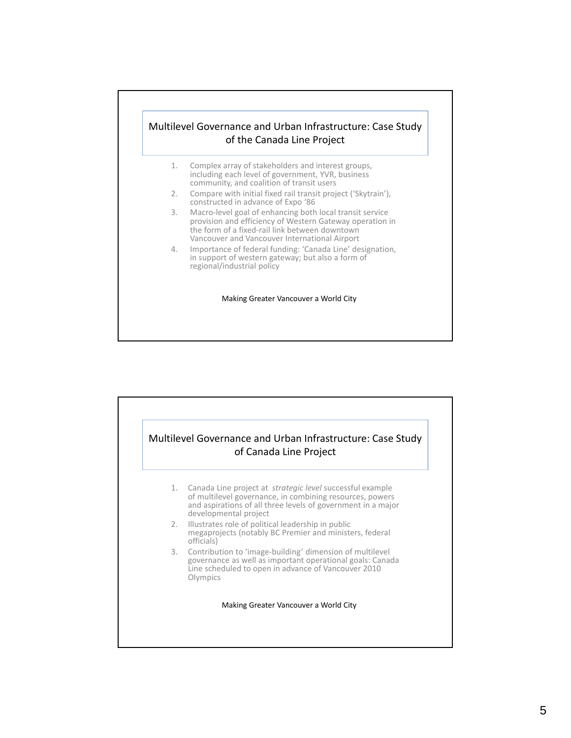## Multilevel Governance and Urban Infrastructure: Case Study of the Canada Line Project

1. Complex array of stakeholders and interest groups, including each level of government, YVR, business community, and coalition of transit users
2. Compare with initial fixed rail transit project ('Skytrain'), constructed in advance of Expo '86
3. Macro-level goal of enhancing both local transit service provision and efficiency of Western Gateway operation in the form of a fixed-rail link between downtown Vancouver and Vancouver International Airport
4. Importance of federal funding: 'Canada Line' designation, in support of western gateway; but also a form of regional/industrial policy

Making Greater Vancouver a World City

## Multilevel Governance and Urban Infrastructure: Case Study of Canada Line Project

1. Canada Line project at *strategic level* successful example of multilevel governance, in combining resources, powers and aspirations of all three levels of government in a major developmental project
2. Illustrates role of political leadership in public megaprojects (notably BC Premier and ministers, federal officials)
3. Contribution to 'image-building' dimension of multilevel governance as well as important operational goals: Canada Line scheduled to open in advance of Vancouver 2010 Olympics

Making Greater Vancouver a World City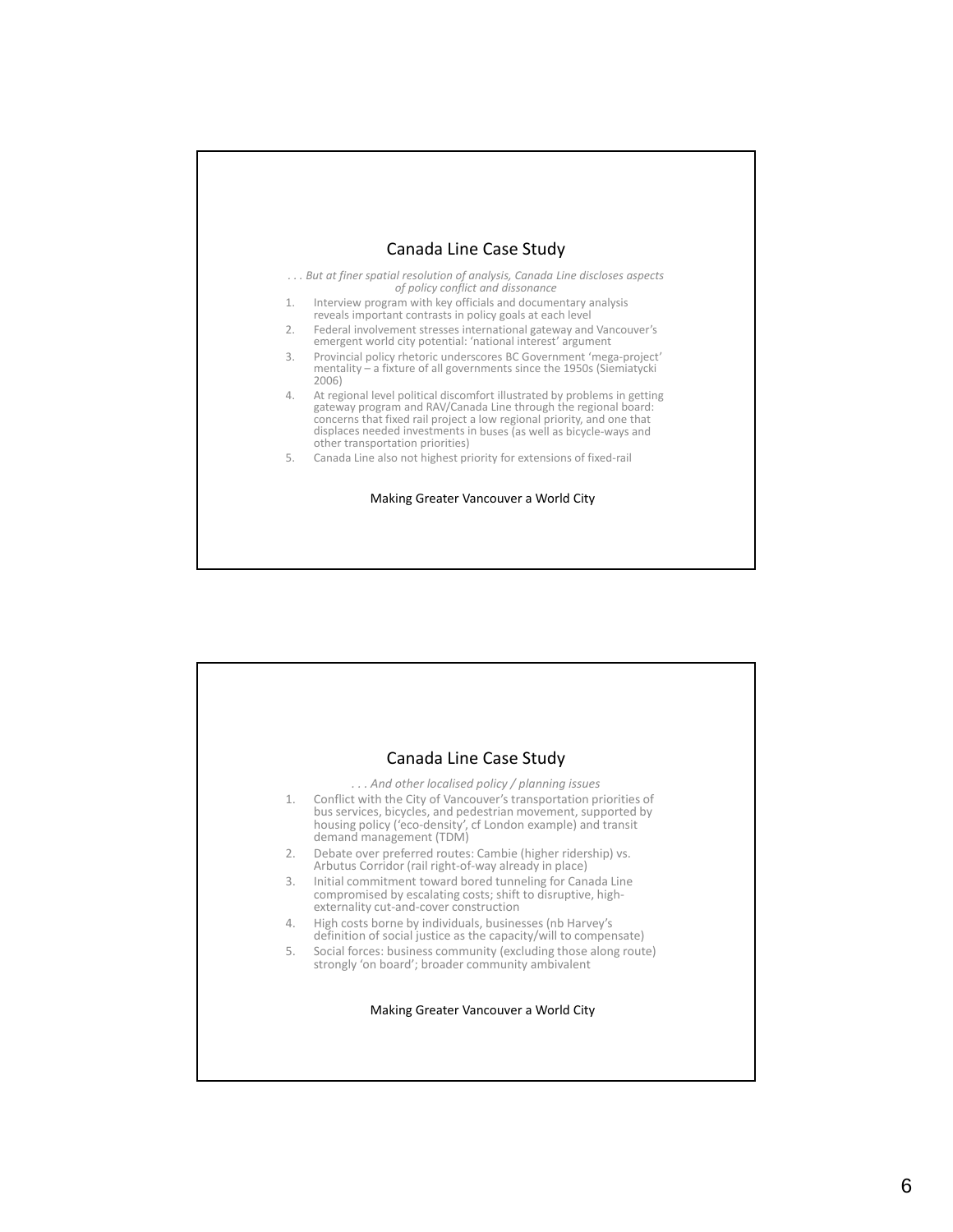## Canada Line Case Study

*. . . But at finer spatial resolution of analysis, Canada Line discloses aspects of policy conflict and dissonance*

1. Interview program with key officials and documentary analysis reveals important contrasts in policy goals at each level
2. Federal involvement stresses international gateway and Vancouver's emergent world city potential: 'national interest' argument
3. Provincial policy rhetoric underscores BC Government 'mega-project' mentality – a fixture of all governments since the 1950s (Siemiatycki 2006)
4. At regional level political discomfort illustrated by problems in getting gateway program and RAV/Canada Line through the regional board: concerns that fixed rail project a low regional priority, and one that displaces needed investments in buses (as well as bicycle-ways and other transportation priorities)
5. Canada Line also not highest priority for extensions of fixed-rail

Making Greater Vancouver a World City

## Canada Line Case Study

*. . . And other localised policy / planning issues*

1. Conflict with the City of Vancouver's transportation priorities of bus services, bicycles, and pedestrian movement, supported by housing policy ('eco-density', cf London example) and transit demand management (TDM)
2. Debate over preferred routes: Cambie (higher ridership) vs. Arbutus Corridor (rail right-of-way already in place)
3. Initial commitment toward bored tunneling for Canada Line compromised by escalating costs; shift to disruptive, high-externality cut-and-cover construction
4. High costs borne by individuals, businesses (nb Harvey's definition of social justice as the capacity/will to compensate)
5. Social forces: business community (excluding those along route) strongly 'on board'; broader community ambivalent

Making Greater Vancouver a World City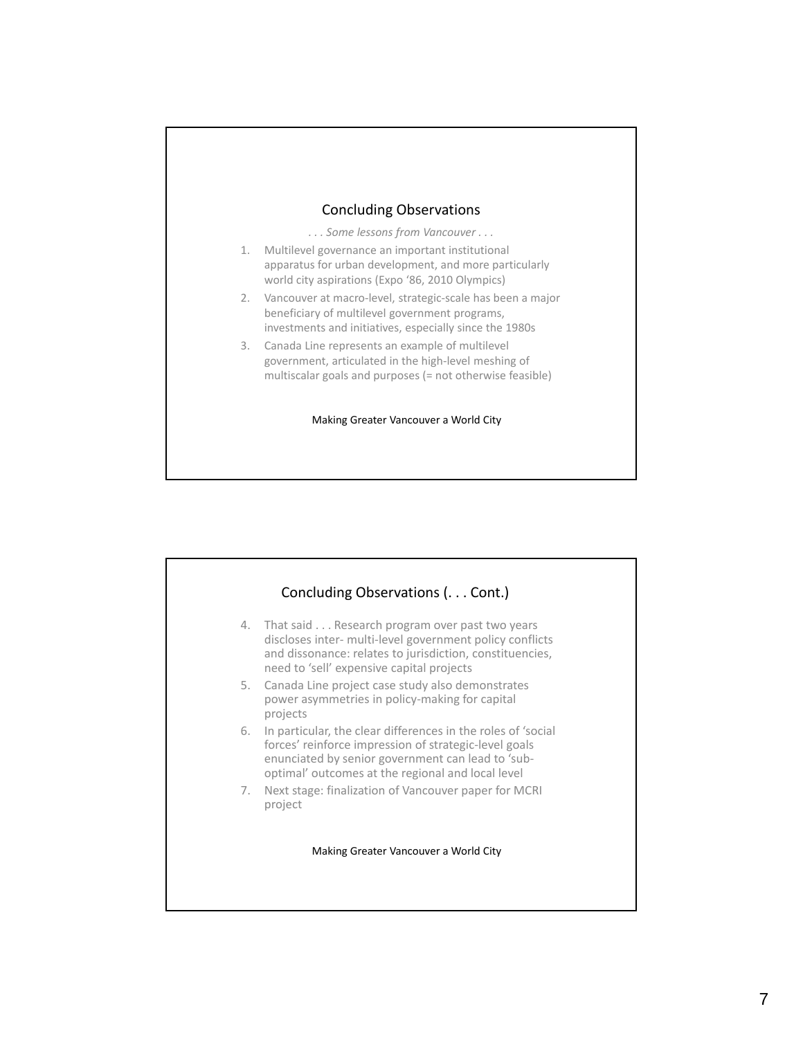## Concluding Observations

*. . . Some lessons from Vancouver . . .*

1. Multilevel governance an important institutional apparatus for urban development, and more particularly world city aspirations (Expo '86, 2010 Olympics)
2. Vancouver at macro-level, strategic-scale has been a major beneficiary of multilevel government programs, investments and initiatives, especially since the 1980s
3. Canada Line represents an example of multilevel government, articulated in the high-level meshing of multiscalar goals and purposes (= not otherwise feasible)

Making Greater Vancouver a World City

## Concluding Observations (. . . Cont.)

4. That said . . . Research program over past two years discloses inter- multi-level government policy conflicts and dissonance: relates to jurisdiction, constituencies, need to 'sell' expensive capital projects
5. Canada Line project case study also demonstrates power asymmetries in policy-making for capital projects
6. In particular, the clear differences in the roles of 'social forces' reinforce impression of strategic-level goals enunciated by senior government can lead to 'sub-optimal' outcomes at the regional and local level
7. Next stage: finalization of Vancouver paper for MCRI project

Making Greater Vancouver a World City